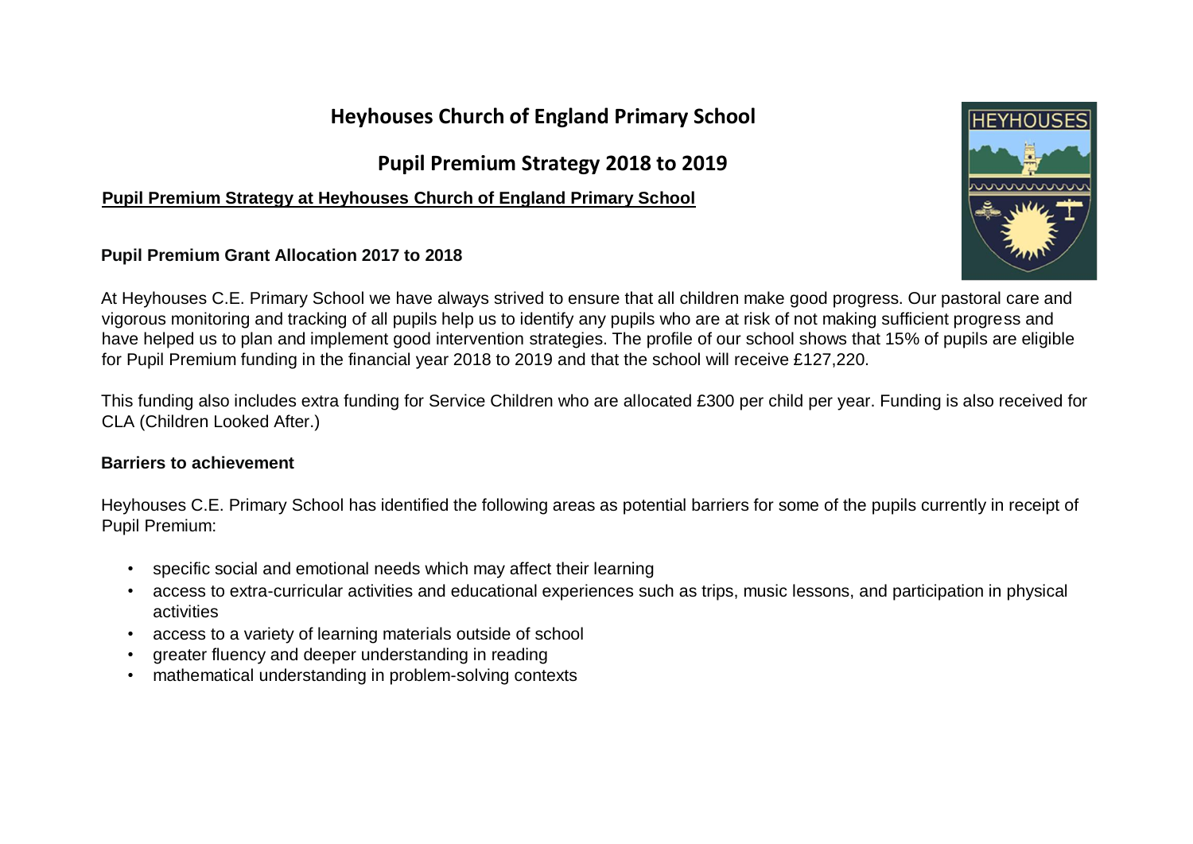# Heyhouses Church of England Primary School

## Pupil Premium Strategy 2018 to 2019

**Pupil Premium Strategy at Heyhouses Church of England Primary School**

### Pupil Premium Grant Allocation 2017 to 2018

At Heyhouses C.E. Primary School we have always strived to ensure that all children make good progress. Our pastoral care and vigorous monitoring and tracking of all pupils help us to identify any pupils who are at risk of not making sufficient progress and have helped us to plan and implement good intervention strategies. The profile of our school shows that 15% of pupils are eligible for Pupil Premium funding in the financial year 2018 to 2019 and that the school will receive £127,220.

This funding also includes extra funding for Service Children who are allocated £300 per child per year. Funding is also received for CLA (Children Looked After.)

### Barriers to achievement

Heyhouses C.E. Primary School has identified the following areas as potential barriers for some of the pupils currently in receipt of Pupil Premium:

- specific social and emotional needs which may affect their learning
- access to extra-curricular activities and educational experiences such as trips, music lessons, and participation in physical activities
- access to a variety of learning materials outside of school
- greater fluency and deeper understanding in reading
- mathematical understanding in problem-solving contexts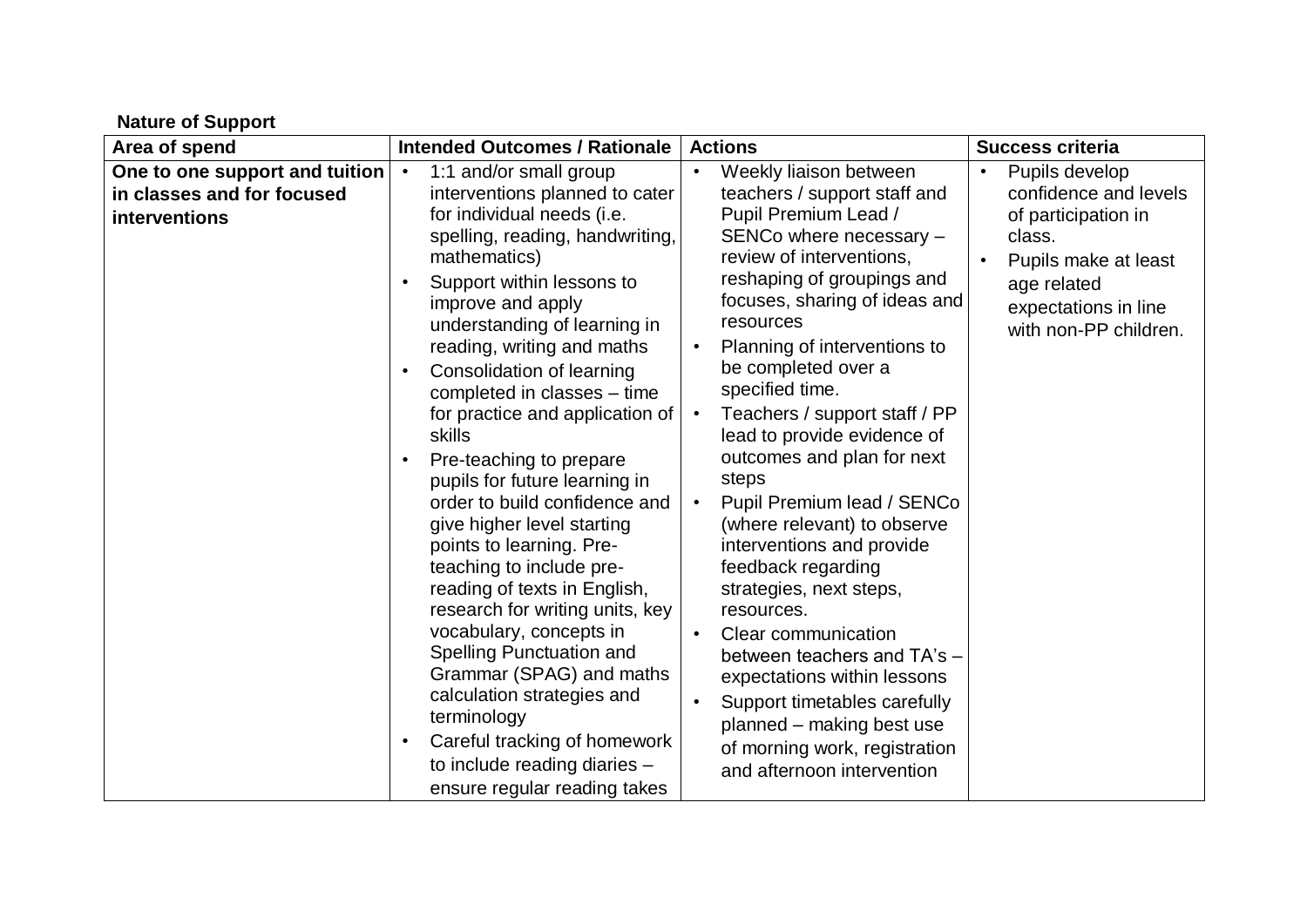**Nature of Support**

| Area of spend | Intended Outcomes / Rationale | Actions | Success criteria |
|---|---|---|---|
| **One to one support and tuition in classes and for focused interventions** | • 1:1 and/or small group interventions planned to cater for individual needs (i.e. spelling, reading, handwriting, mathematics)<br>• Support within lessons to improve and apply understanding of learning in reading, writing and maths<br>• Consolidation of learning completed in classes – time for practice and application of skills<br>• Pre-teaching to prepare pupils for future learning in order to build confidence and give higher level starting points to learning. Pre-teaching to include pre-reading of texts in English, research for writing units, key vocabulary, concepts in Spelling Punctuation and Grammar (SPAG) and maths calculation strategies and terminology<br>• Careful tracking of homework to include reading diaries – ensure regular reading takes | • Weekly liaison between teachers / support staff and Pupil Premium Lead / SENCo where necessary – review of interventions, reshaping of groupings and focuses, sharing of ideas and resources<br>• Planning of interventions to be completed over a specified time.<br>• Teachers / support staff / PP lead to provide evidence of outcomes and plan for next steps<br>• Pupil Premium lead / SENCo (where relevant) to observe interventions and provide feedback regarding strategies, next steps, resources.<br>• Clear communication between teachers and TA's – expectations within lessons<br>• Support timetables carefully planned – making best use of morning work, registration and afternoon intervention | • Pupils develop confidence and levels of participation in class.<br>• Pupils make at least age related expectations in line with non-PP children. |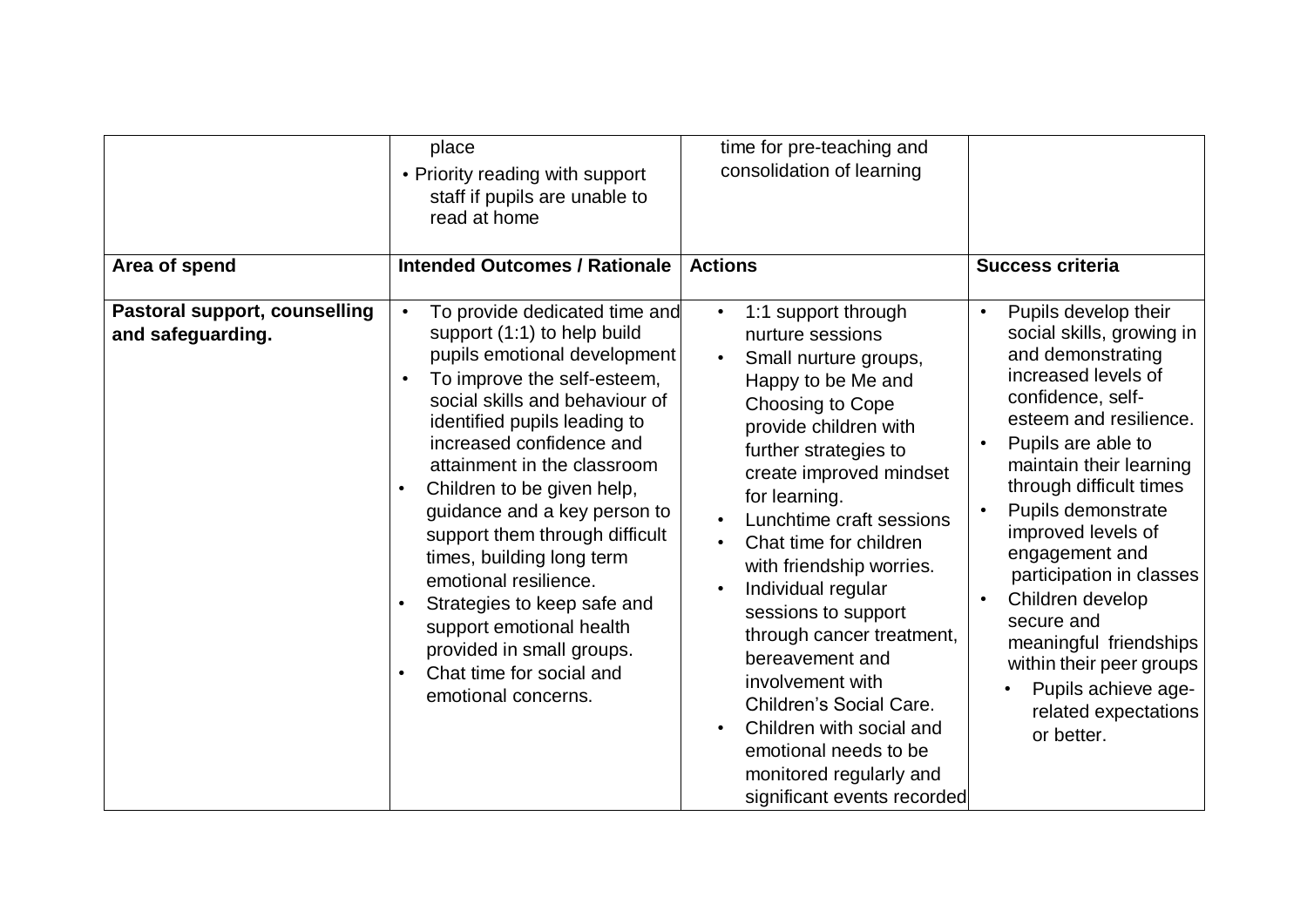| | | | |
|---|---|---|---|
| | place<br>• Priority reading with support staff if pupils are unable to read at home | time for pre-teaching and consolidation of learning | |
| **Area of spend** | **Intended Outcomes / Rationale** | **Actions** | **Success criteria** |
| **Pastoral support, counselling and safeguarding.** | • To provide dedicated time and support (1:1) to help build pupils emotional development<br>• To improve the self-esteem, social skills and behaviour of identified pupils leading to increased confidence and attainment in the classroom<br>• Children to be given help, guidance and a key person to support them through difficult times, building long term emotional resilience.<br>• Strategies to keep safe and support emotional health provided in small groups.<br>• Chat time for social and emotional concerns. | • 1:1 support through nurture sessions<br>• Small nurture groups, Happy to be Me and Choosing to Cope provide children with further strategies to create improved mindset for learning.<br>• Lunchtime craft sessions<br>• Chat time for children with friendship worries.<br>• Individual regular sessions to support through cancer treatment, bereavement and involvement with Children's Social Care.<br>• Children with social and emotional needs to be monitored regularly and significant events recorded | • Pupils develop their social skills, growing in and demonstrating increased levels of confidence, self-esteem and resilience.<br>• Pupils are able to maintain their learning through difficult times<br>• Pupils demonstrate improved levels of engagement and participation in classes<br>• Children develop secure and meaningful friendships within their peer groups<br>• Pupils achieve age-related expectations or better. |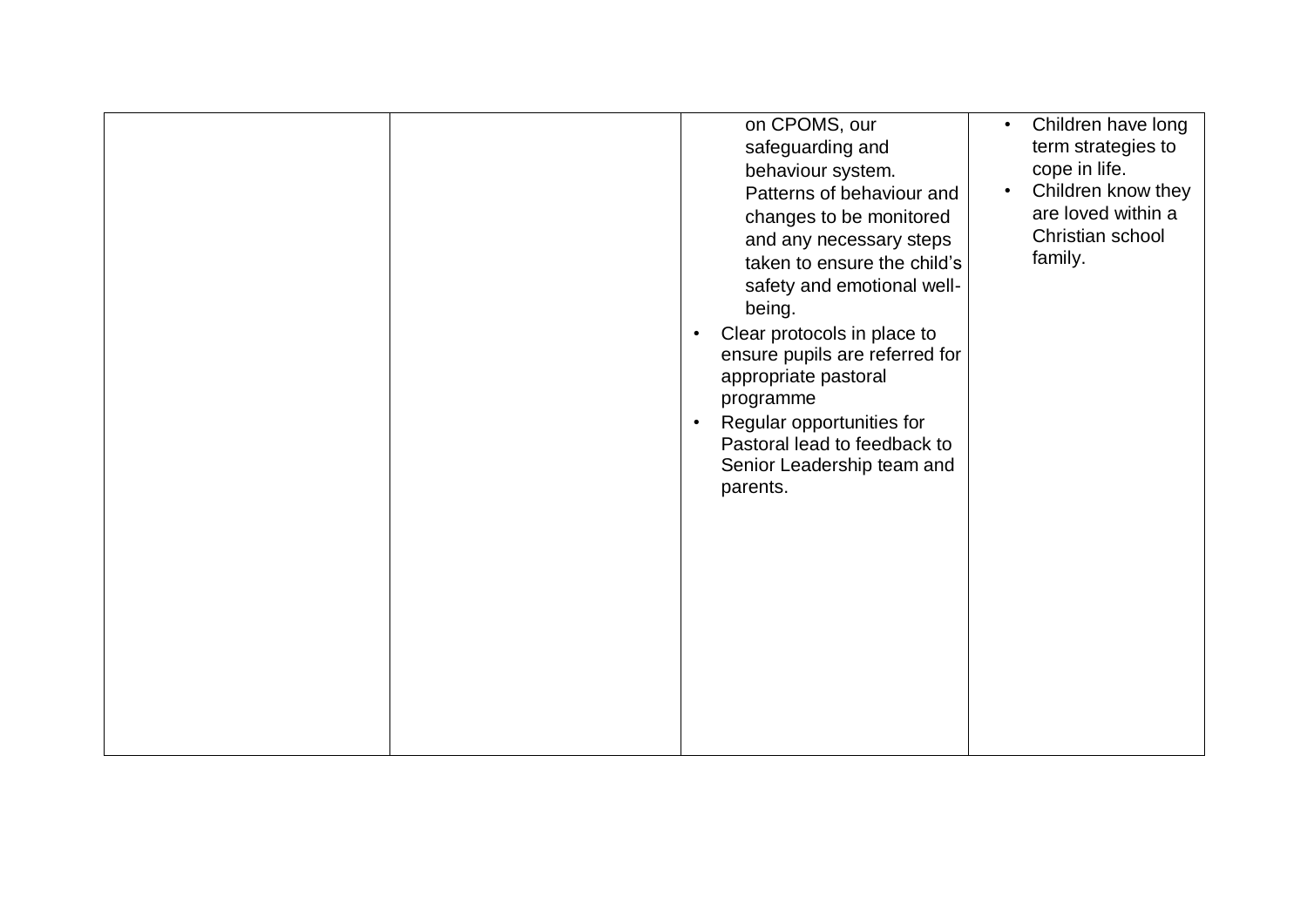|  |  | on CPOMS, our safeguarding and behaviour system. Patterns of behaviour and changes to be monitored and any necessary steps taken to ensure the child's safety and emotional well-being.<br>• Clear protocols in place to ensure pupils are referred for appropriate pastoral programme<br>• Regular opportunities for Pastoral lead to feedback to Senior Leadership team and parents. | • Children have long term strategies to cope in life.<br>• Children know they are loved within a Christian school family. |
|---|---|---|---|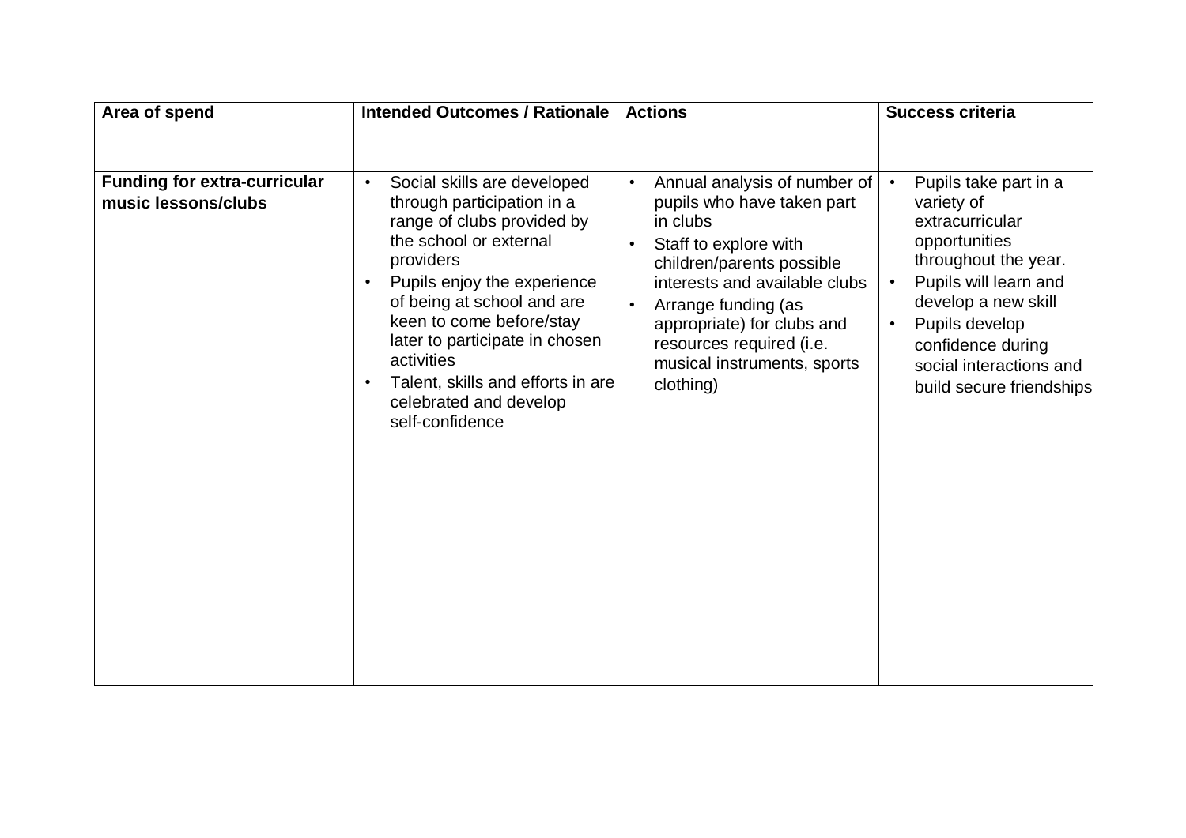| Area of spend | Intended Outcomes / Rationale | Actions | Success criteria |
|---|---|---|---|
| **Funding for extra-curricular music lessons/clubs** | • Social skills are developed through participation in a range of clubs provided by the school or external providers<br>• Pupils enjoy the experience of being at school and are keen to come before/stay later to participate in chosen activities<br>• Talent, skills and efforts in are celebrated and develop self-confidence | • Annual analysis of number of pupils who have taken part in clubs<br>• Staff to explore with children/parents possible interests and available clubs<br>• Arrange funding (as appropriate) for clubs and resources required (i.e. musical instruments, sports clothing) | • Pupils take part in a variety of extracurricular opportunities throughout the year.<br>• Pupils will learn and develop a new skill<br>• Pupils develop confidence during social interactions and build secure friendships |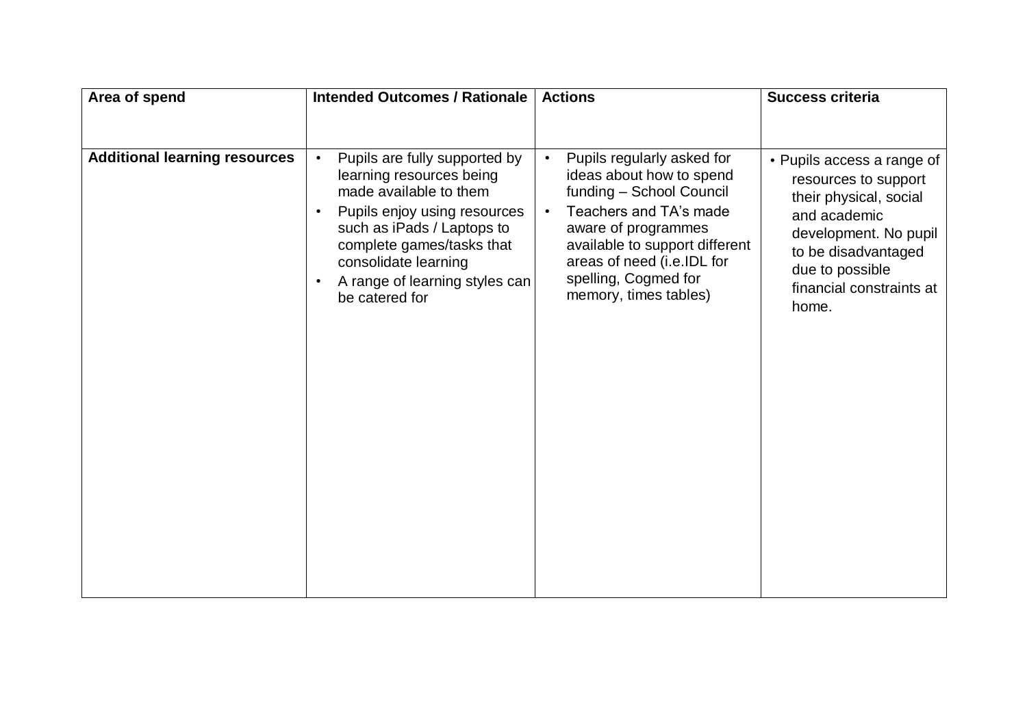| Area of spend | Intended Outcomes / Rationale | Actions | Success criteria |
|---|---|---|---|
| **Additional learning resources** | • Pupils are fully supported by learning resources being made available to them<br>• Pupils enjoy using resources such as iPads / Laptops to complete games/tasks that consolidate learning<br>• A range of learning styles can be catered for | • Pupils regularly asked for ideas about how to spend funding – School Council<br>• Teachers and TA's made aware of programmes available to support different areas of need (i.e.IDL for spelling, Cogmed for memory, times tables) | • Pupils access a range of resources to support their physical, social and academic development. No pupil to be disadvantaged due to possible financial constraints at home. |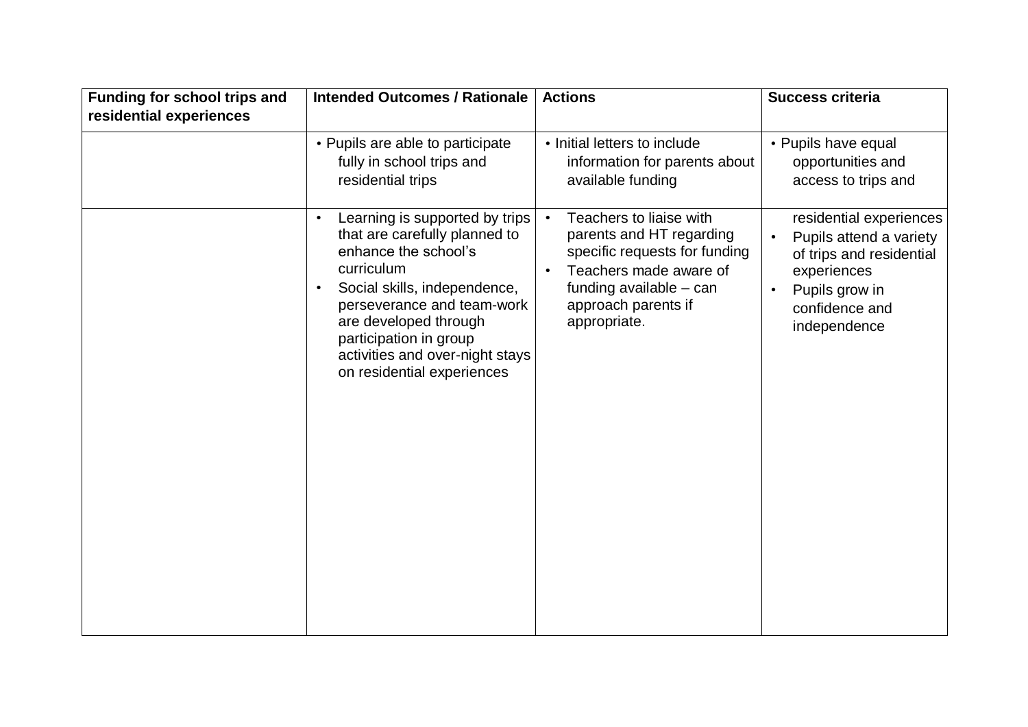| Funding for school trips and residential experiences | Intended Outcomes / Rationale | Actions | Success criteria |
|---|---|---|---|
| | • Pupils are able to participate fully in school trips and residential trips | • Initial letters to include information for parents about available funding | • Pupils have equal opportunities and access to trips and |
| | • Learning is supported by trips that are carefully planned to enhance the school's curriculum<br>• Social skills, independence, perseverance and team-work are developed through participation in group activities and over-night stays on residential experiences | • Teachers to liaise with parents and HT regarding specific requests for funding<br>• Teachers made aware of funding available – can approach parents if appropriate. | residential experiences<br>• Pupils attend a variety of trips and residential experiences<br>• Pupils grow in confidence and independence |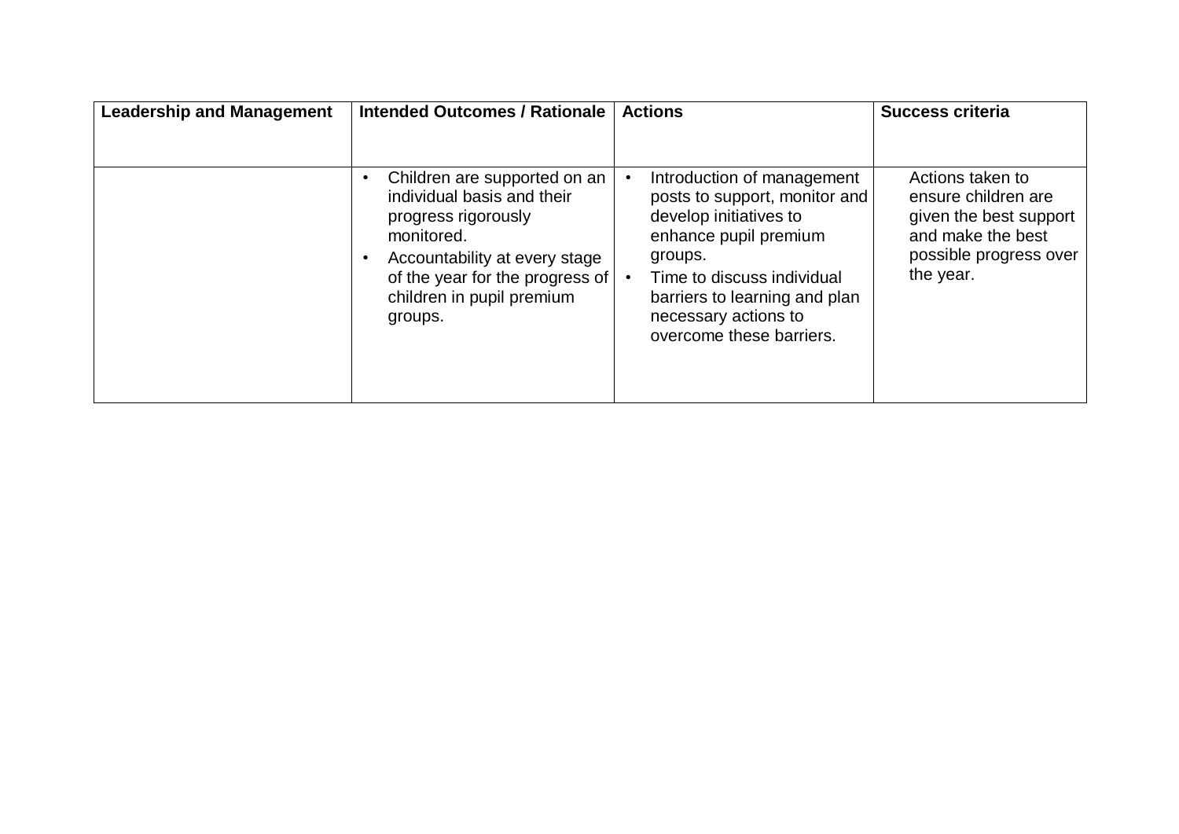| Leadership and Management | Intended Outcomes / Rationale | Actions | Success criteria |
|---|---|---|---|
| | • Children are supported on an individual basis and their progress rigorously monitored.<br>• Accountability at every stage of the year for the progress of children in pupil premium groups. | • Introduction of management posts to support, monitor and develop initiatives to enhance pupil premium groups.<br>• Time to discuss individual barriers to learning and plan necessary actions to overcome these barriers. | Actions taken to ensure children are given the best support and make the best possible progress over the year. |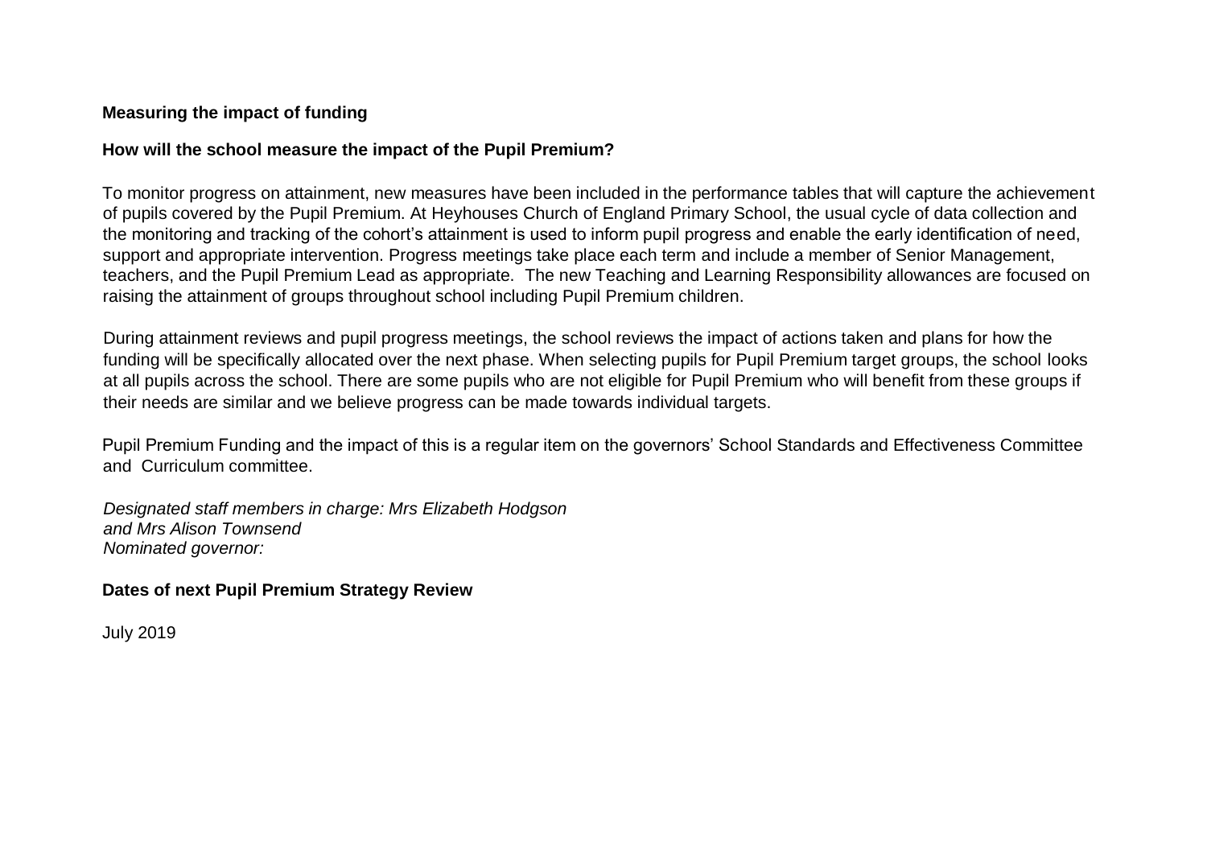**Measuring the impact of funding**

**How will the school measure the impact of the Pupil Premium?**

To monitor progress on attainment, new measures have been included in the performance tables that will capture the achievement of pupils covered by the Pupil Premium. At Heyhouses Church of England Primary School, the usual cycle of data collection and the monitoring and tracking of the cohort's attainment is used to inform pupil progress and enable the early identification of need, support and appropriate intervention. Progress meetings take place each term and include a member of Senior Management, teachers, and the Pupil Premium Lead as appropriate. The new Teaching and Learning Responsibility allowances are focused on raising the attainment of groups throughout school including Pupil Premium children.

During attainment reviews and pupil progress meetings, the school reviews the impact of actions taken and plans for how the funding will be specifically allocated over the next phase. When selecting pupils for Pupil Premium target groups, the school looks at all pupils across the school. There are some pupils who are not eligible for Pupil Premium who will benefit from these groups if their needs are similar and we believe progress can be made towards individual targets.

Pupil Premium Funding and the impact of this is a regular item on the governors' School Standards and Effectiveness Committee and Curriculum committee.

*Designated staff members in charge: Mrs Elizabeth Hodgson and Mrs Alison Townsend*
*Nominated governor:*

**Dates of next Pupil Premium Strategy Review**

July 2019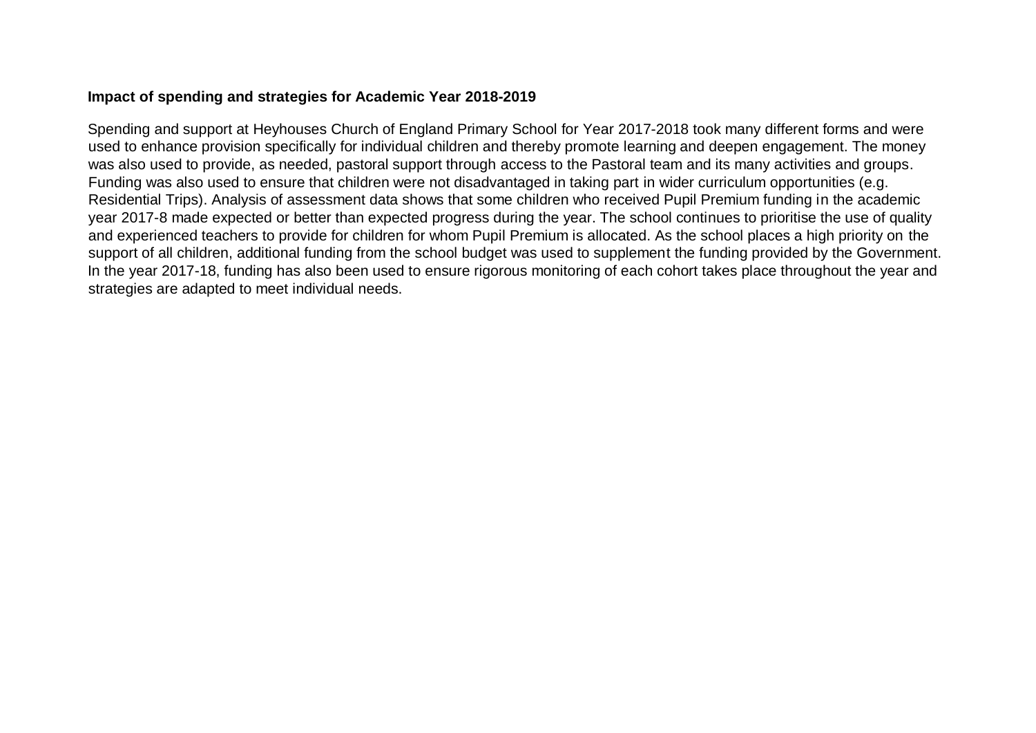**Impact of spending and strategies for Academic Year 2018-2019**

Spending and support at Heyhouses Church of England Primary School for Year 2017-2018 took many different forms and were used to enhance provision specifically for individual children and thereby promote learning and deepen engagement. The money was also used to provide, as needed, pastoral support through access to the Pastoral team and its many activities and groups. Funding was also used to ensure that children were not disadvantaged in taking part in wider curriculum opportunities (e.g. Residential Trips). Analysis of assessment data shows that some children who received Pupil Premium funding in the academic year 2017-8 made expected or better than expected progress during the year. The school continues to prioritise the use of quality and experienced teachers to provide for children for whom Pupil Premium is allocated. As the school places a high priority on the support of all children, additional funding from the school budget was used to supplement the funding provided by the Government. In the year 2017-18, funding has also been used to ensure rigorous monitoring of each cohort takes place throughout the year and strategies are adapted to meet individual needs.